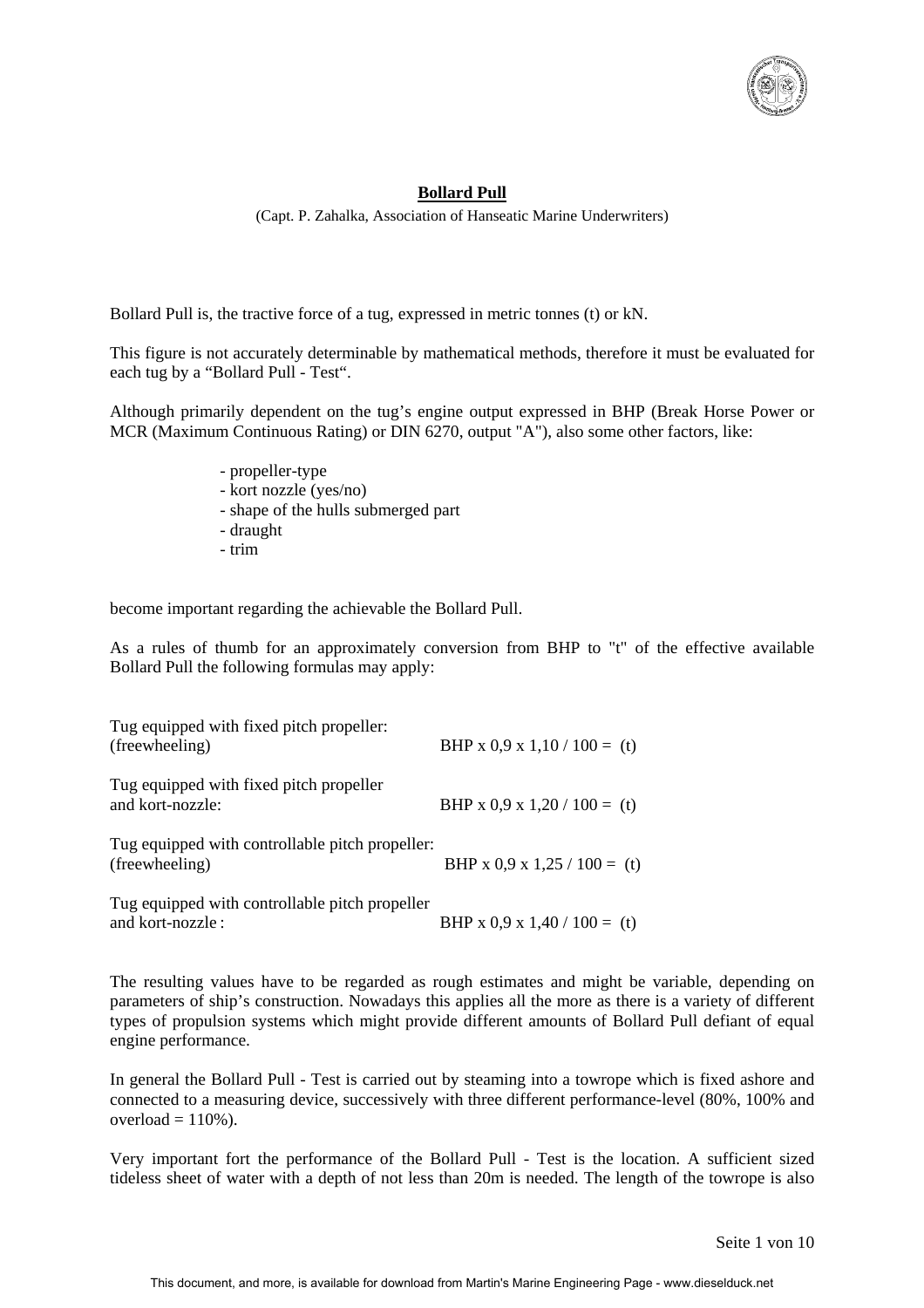# Bollard Pull

(Capt. P. Zahalka, Association of Hanseatic Marine Underwriters)

Bollard Pull is, the tractive force of a tug, expressed in metric tonnes (t) or kN.

This figure is not accurately determinable by mathematical methods, therefore it must be evaluated for each tug by a "Bollard Pull - Test".

Although primarily dependent on the tug's engine output expressed in BHP (Break Horse Power or MCR (Maximum Continuous Rating) or DIN 6270, output "A"), also some other factors, like:

- propeller-type
- kort nozzle (yes/no)
- shape of the hulls submerged part
- draught
- trim

become important regarding the achievable the Bollard Pull.

As a rules of thumb for an approximately conversion from BHP to "t" of the effective available Bollard Pull the following formulas may apply:

| | |
|---|---|
| Tug equipped with fixed pitch propeller: (freewheeling) | BHP x 0,9 x 1,10 / 100 = (t) |
| Tug equipped with fixed pitch propeller and kort-nozzle: | BHP x 0,9 x 1,20 / 100 = (t) |
| Tug equipped with controllable pitch propeller: (freewheeling) | BHP x 0,9 x 1,25 / 100 = (t) |
| Tug equipped with controllable pitch propeller and kort-nozzle : | BHP x 0,9 x 1,40 / 100 = (t) |

The resulting values have to be regarded as rough estimates and might be variable, depending on parameters of ship's construction. Nowadays this applies all the more as there is a variety of different types of propulsion systems which might provide different amounts of Bollard Pull defiant of equal engine performance.

In general the Bollard Pull - Test is carried out by steaming into a towrope which is fixed ashore and connected to a measuring device, successively with three different performance-level (80%, 100% and overload = 110%).

Very important fort the performance of the Bollard Pull - Test is the location. A sufficient sized tideless sheet of water with a depth of not less than 20m is needed. The length of the towrope is also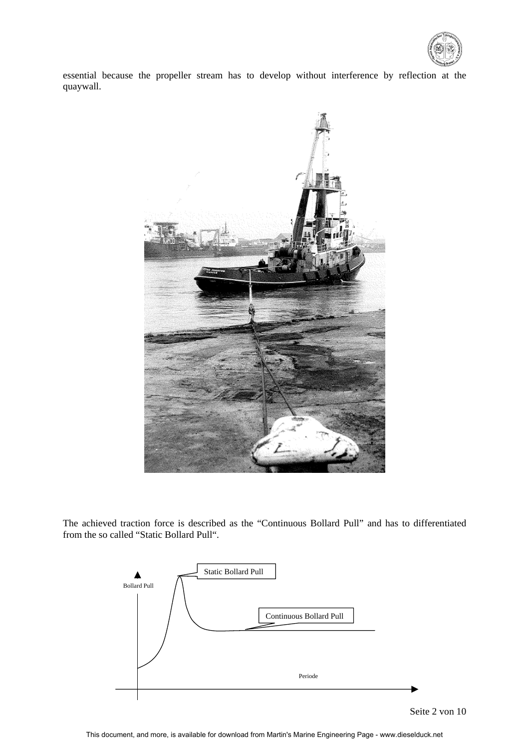essential because the propeller stream has to develop without interference by reflection at the quaywall.

The achieved traction force is described as the “Continuous Bollard Pull” and has to differentiated from the so called “Static Bollard Pull“.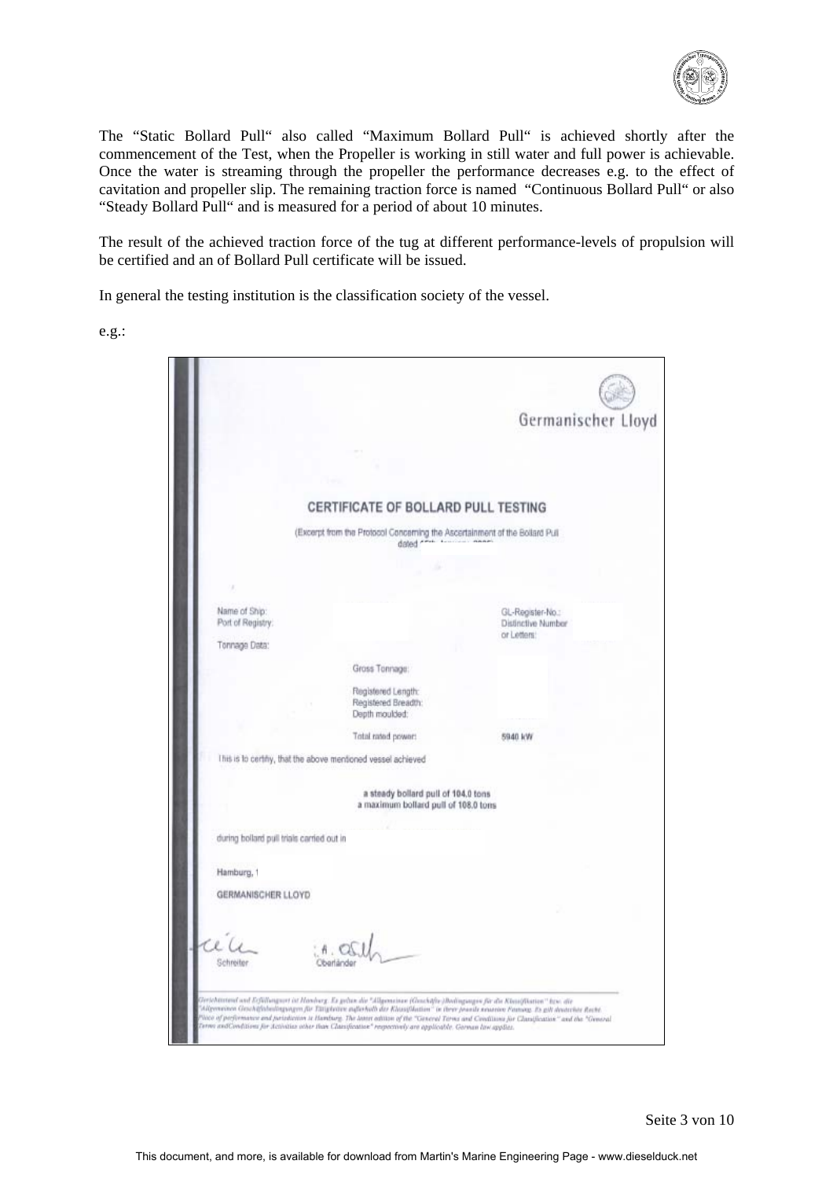The "Static Bollard Pull" also called "Maximum Bollard Pull" is achieved shortly after the commencement of the Test, when the Propeller is working in still water and full power is achievable. Once the water is streaming through the propeller the performance decreases e.g. to the effect of cavitation and propeller slip. The remaining traction force is named "Continuous Bollard Pull" or also "Steady Bollard Pull" and is measured for a period of about 10 minutes.

The result of the achieved traction force of the tug at different performance-levels of propulsion will be certified and an of Bollard Pull certificate will be issued.

In general the testing institution is the classification society of the vessel.

e.g.:

Germanischer Lloyd

## CERTIFICATE OF BOLLARD PULL TESTING

(Excerpt from the Protocol Concerning the Ascertainment of the Bollard Pull dated 15th January 2006)

Name of Ship:

Port of Registry:

GL-Register-No.:

Distinctive Number or Letters:

Tonnage Data:

Gross Tonnage:

Registered Length:

Registered Breadth:

Depth moulded:

Total rated power: 5940 kW

This is to certify, that the above mentioned vessel achieved

a steady bollard pull of 104.0 tons

a maximum bollard pull of 108.0 tons

during bollard pull trials carried out in

Hamburg, 1

GERMANISCHER LLOYD

Schreiter

i.A. Oberländer

Gerichtsstand und Erfüllungsort ist Hamburg. Es gelten die "Allgemeinen (Geschäfts-)Bedingungen für die Klassifikation" bzw. die "Allgemeinen Geschäftsbedingungen für Tätigkeiten außerhalb der Klassifikation" in ihrer jeweils neuesten Fassung. Es gilt deutsches Recht. Place of performance and jurisdiction is Hamburg. The latest edition of the "General Terms and Conditions for Classification" and the "General Terms and Conditions for Activities other than Classification" respectively are applicable. German law applies.

This document, and more, is available for download from Martin's Marine Engineering Page - www.dieselduck.net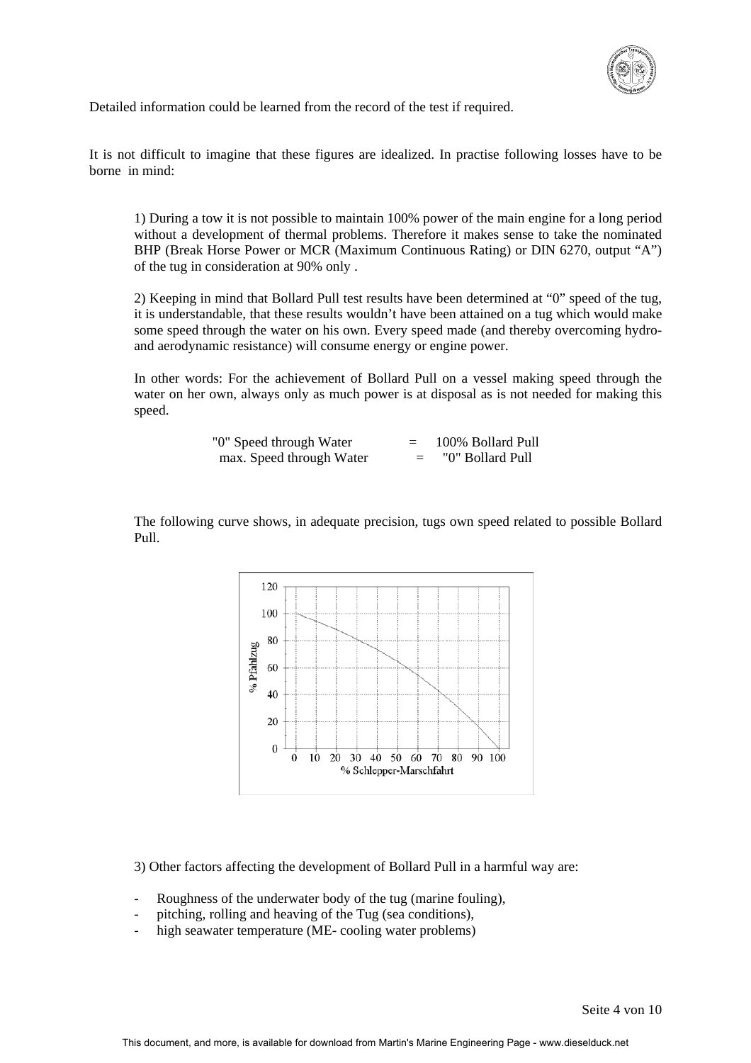Detailed information could be learned from the record of the test if required.

It is not difficult to imagine that these figures are idealized. In practise following losses have to be borne in mind:

1) During a tow it is not possible to maintain 100% power of the main engine for a long period without a development of thermal problems. Therefore it makes sense to take the nominated BHP (Break Horse Power or MCR (Maximum Continuous Rating) or DIN 6270, output "A") of the tug in consideration at 90% only .

2) Keeping in mind that Bollard Pull test results have been determined at "0" speed of the tug, it is understandable, that these results wouldn't have been attained on a tug which would make some speed through the water on his own. Every speed made (and thereby overcoming hydro- and aerodynamic resistance) will consume energy or engine power.

In other words: For the achievement of Bollard Pull on a vessel making speed through the water on her own, always only as much power is at disposal as is not needed for making this speed.

| | | |
|---|---|---|
| "0" Speed through Water | = | 100% Bollard Pull |
| max. Speed through Water | = | "0" Bollard Pull |

The following curve shows, in adequate precision, tugs own speed related to possible Bollard Pull.

3) Other factors affecting the development of Bollard Pull in a harmful way are:

- Roughness of the underwater body of the tug (marine fouling),
- pitching, rolling and heaving of the Tug (sea conditions),
- high seawater temperature (ME- cooling water problems)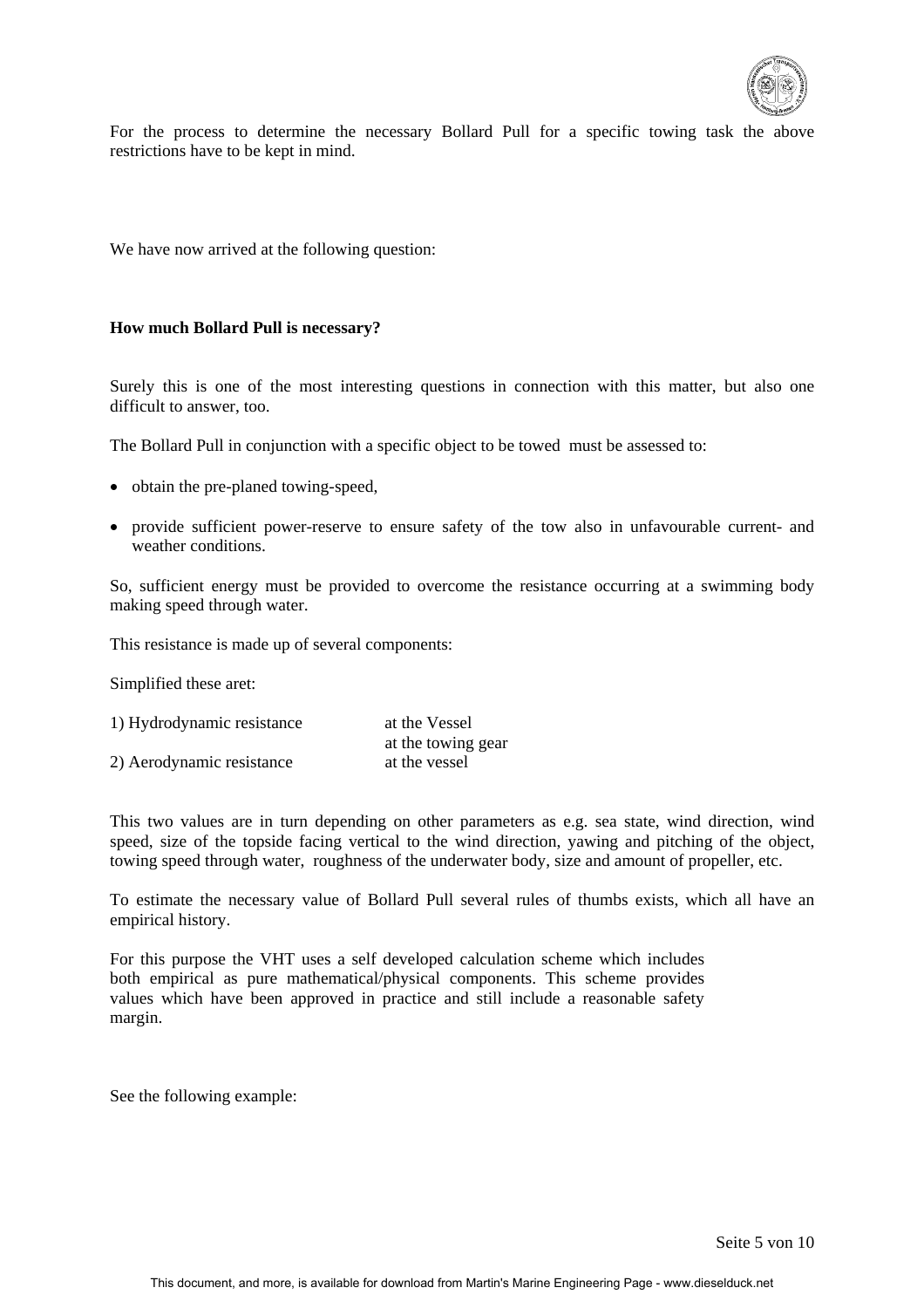For the process to determine the necessary Bollard Pull for a specific towing task the above restrictions have to be kept in mind.

We have now arrived at the following question:

**How much Bollard Pull is necessary?**

Surely this is one of the most interesting questions in connection with this matter, but also one difficult to answer, too.

The Bollard Pull in conjunction with a specific object to be towed must be assessed to:

- obtain the pre-planed towing-speed,
- provide sufficient power-reserve to ensure safety of the tow also in unfavourable current- and weather conditions.

So, sufficient energy must be provided to overcome the resistance occurring at a swimming body making speed through water.

This resistance is made up of several components:

Simplified these aret:

| | |
|---|---|
| 1) Hydrodynamic resistance | at the Vessel |
| | at the towing gear |
| 2) Aerodynamic resistance | at the vessel |

This two values are in turn depending on other parameters as e.g. sea state, wind direction, wind speed, size of the topside facing vertical to the wind direction, yawing and pitching of the object, towing speed through water, roughness of the underwater body, size and amount of propeller, etc.

To estimate the necessary value of Bollard Pull several rules of thumbs exists, which all have an empirical history.

For this purpose the VHT uses a self developed calculation scheme which includes both empirical as pure mathematical/physical components. This scheme provides values which have been approved in practice and still include a reasonable safety margin.

See the following example: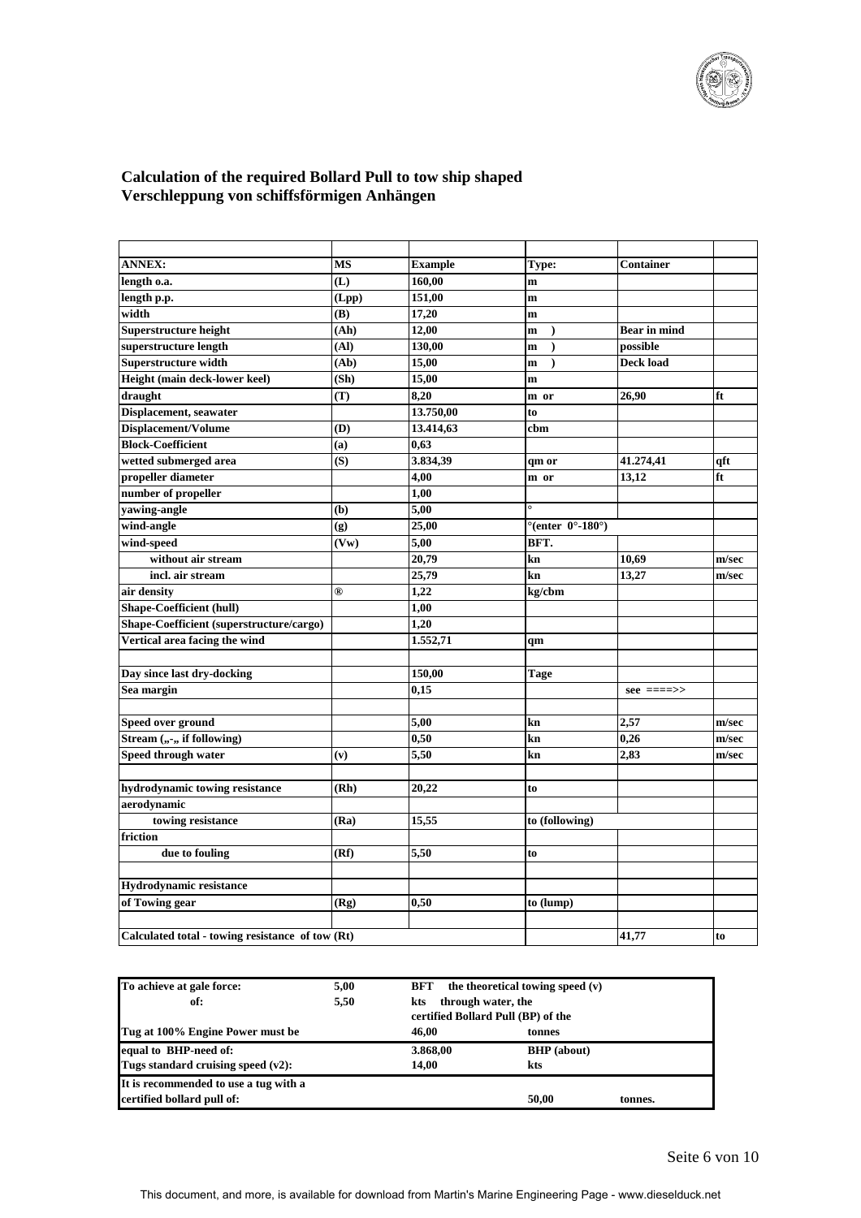**Calculation of the required Bollard Pull to tow ship shaped**
**Verschleppung von schiffsförmigen Anhängen**

| | | | | | |
|---|---|---|---|---|---|
| **ANNEX:** | **MS** | **Example** | **Type:** | **Container** | |
| **length o.a.** | **(L)** | **160,00** | **m** | | |
| **length p.p.** | **(Lpp)** | **151,00** | **m** | | |
| **width** | **(B)** | **17,20** | **m** | | |
| **Superstructure height** | **(Ah)** | **12,00** | **m )** | **Bear in mind** | |
| **superstructure length** | **(Al)** | **130,00** | **m )** | **possible** | |
| **Superstructure width** | **(Ab)** | **15,00** | **m )** | **Deck load** | |
| **Height (main deck-lower keel)** | **(Sh)** | **15,00** | **m** | | |
| **draught** | **(T)** | **8,20** | **m or** | **26,90** | **ft** |
| **Displacement, seawater** | | **13.750,00** | **to** | | |
| **Displacement/Volume** | **(D)** | **13.414,63** | **cbm** | | |
| **Block-Coefficient** | **(a)** | **0,63** | | | |
| **wetted submerged area** | **(S)** | **3.834,39** | **qm or** | **41.274,41** | **qft** |
| **propeller diameter** | | **4,00** | **m or** | **13,12** | **ft** |
| **number of propeller** | | **1,00** | | | |
| **yawing-angle** | **(b)** | **5,00** | **°** | | |
| **wind-angle** | **(g)** | **25,00** | **°(enter 0°-180°)** | | |
| **wind-speed** | **(Vw)** | **5,00** | **BFT.** | | |
| **without air stream** | | **20,79** | **kn** | **10,69** | **m/sec** |
| **incl. air stream** | | **25,79** | **kn** | **13,27** | **m/sec** |
| **air density** | **®** | **1,22** | **kg/cbm** | | |
| **Shape-Coefficient (hull)** | | **1,00** | | | |
| **Shape-Coefficient (superstructure/cargo)** | | **1,20** | | | |
| **Vertical area facing the wind** | | **1.552,71** | **qm** | | |
| | | | | | |
| **Day since last dry-docking** | | **150,00** | **Tage** | | |
| **Sea margin** | | **0,15** | | **see ====>>** | |
| | | | | | |
| **Speed over ground** | | **5,00** | **kn** | **2,57** | **m/sec** |
| **Stream („-„ if following)** | | **0,50** | **kn** | **0,26** | **m/sec** |
| **Speed through water** | **(v)** | **5,50** | **kn** | **2,83** | **m/sec** |
| | | | | | |
| **hydrodynamic towing resistance** | **(Rh)** | **20,22** | **to** | | |
| **aerodynamic** | | | | | |
| **towing resistance** | **(Ra)** | **15,55** | **to (following)** | | |
| **friction** | | | | | |
| **due to fouling** | **(Rf)** | **5,50** | **to** | | |
| | | | | | |
| **Hydrodynamic resistance** | | | | | |
| **of Towing gear** | **(Rg)** | **0,50** | **to (lump)** | | |
| | | | | | |
| **Calculated total - towing resistance of tow (Rt)** | | | | **41,77** | **to** |

| | | | | |
|---|---|---|---|---|
| **To achieve at gale force:** | **5,00** | **BFT the theoretical towing speed (v)** | | |
| **of:** | **5,50** | **kts through water, the** | | |
| | | **certified Bollard Pull (BP) of the** | | |
| **Tug at 100% Engine Power must be** | | **46,00** | **tonnes** | |
| **equal to BHP-need of:** | | **3.868,00** | **BHP (about)** | |
| **Tugs standard cruising speed (v2):** | | **14,00** | **kts** | |
| **It is recommended to use a tug with a** | | | | |
| **certified bollard pull of:** | | | **50,00** | **tonnes.** |

This document, and more, is available for download from Martin's Marine Engineering Page - www.dieselduck.net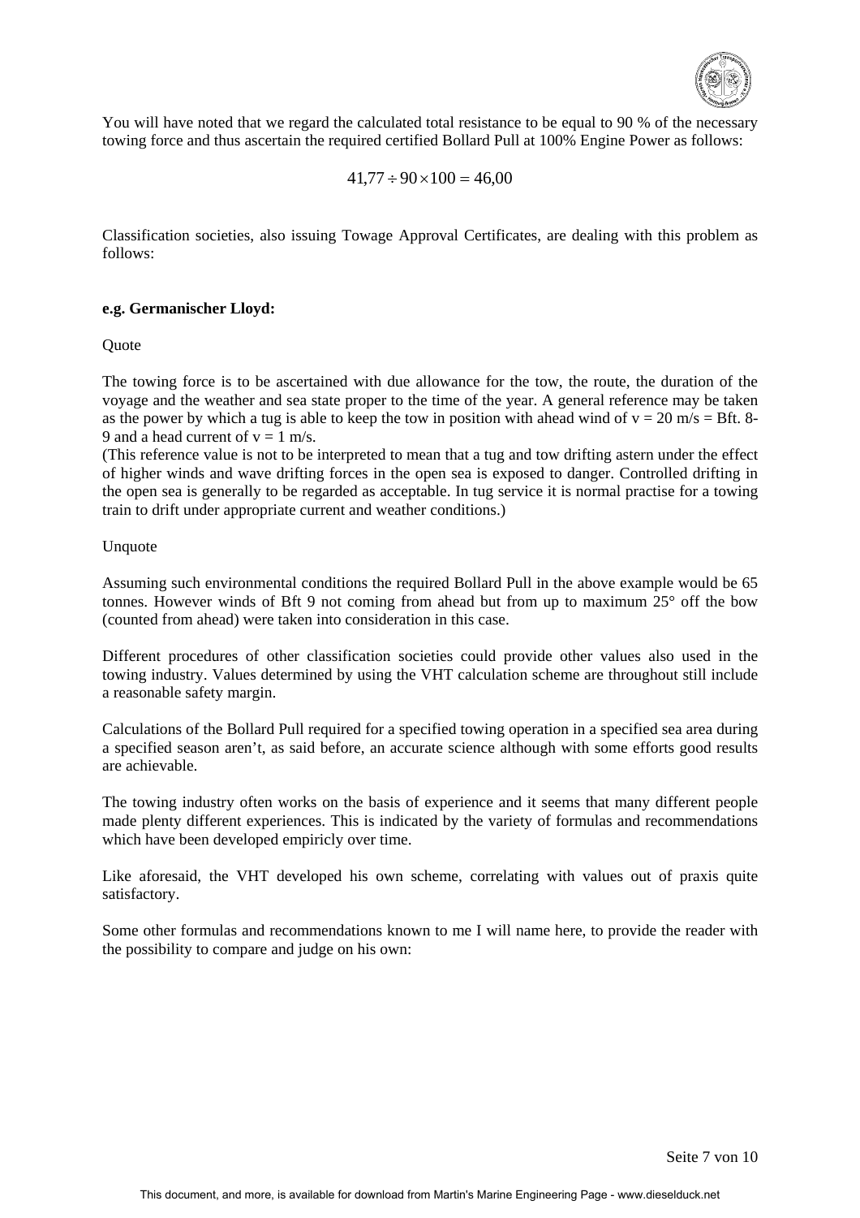You will have noted that we regard the calculated total resistance to be equal to 90 % of the necessary towing force and thus ascertain the required certified Bollard Pull at 100% Engine Power as follows:

$$41{,}77 \div 90 \times 100 = 46{,}00$$

Classification societies, also issuing Towage Approval Certificates, are dealing with this problem as follows:

**e.g. Germanischer Lloyd:**

Quote

The towing force is to be ascertained with due allowance for the tow, the route, the duration of the voyage and the weather and sea state proper to the time of the year. A general reference may be taken as the power by which a tug is able to keep the tow in position with ahead wind of $v = 20$ m/s = Bft. 8-9 and a head current of $v = 1$ m/s.
(This reference value is not to be interpreted to mean that a tug and tow drifting astern under the effect of higher winds and wave drifting forces in the open sea is exposed to danger. Controlled drifting in the open sea is generally to be regarded as acceptable. In tug service it is normal practise for a towing train to drift under appropriate current and weather conditions.)

Unquote

Assuming such environmental conditions the required Bollard Pull in the above example would be 65 tonnes. However winds of Bft 9 not coming from ahead but from up to maximum 25° off the bow (counted from ahead) were taken into consideration in this case.

Different procedures of other classification societies could provide other values also used in the towing industry. Values determined by using the VHT calculation scheme are throughout still include a reasonable safety margin.

Calculations of the Bollard Pull required for a specified towing operation in a specified sea area during a specified season aren't, as said before, an accurate science although with some efforts good results are achievable.

The towing industry often works on the basis of experience and it seems that many different people made plenty different experiences. This is indicated by the variety of formulas and recommendations which have been developed empiricly over time.

Like aforesaid, the VHT developed his own scheme, correlating with values out of praxis quite satisfactory.

Some other formulas and recommendations known to me I will name here, to provide the reader with the possibility to compare and judge on his own: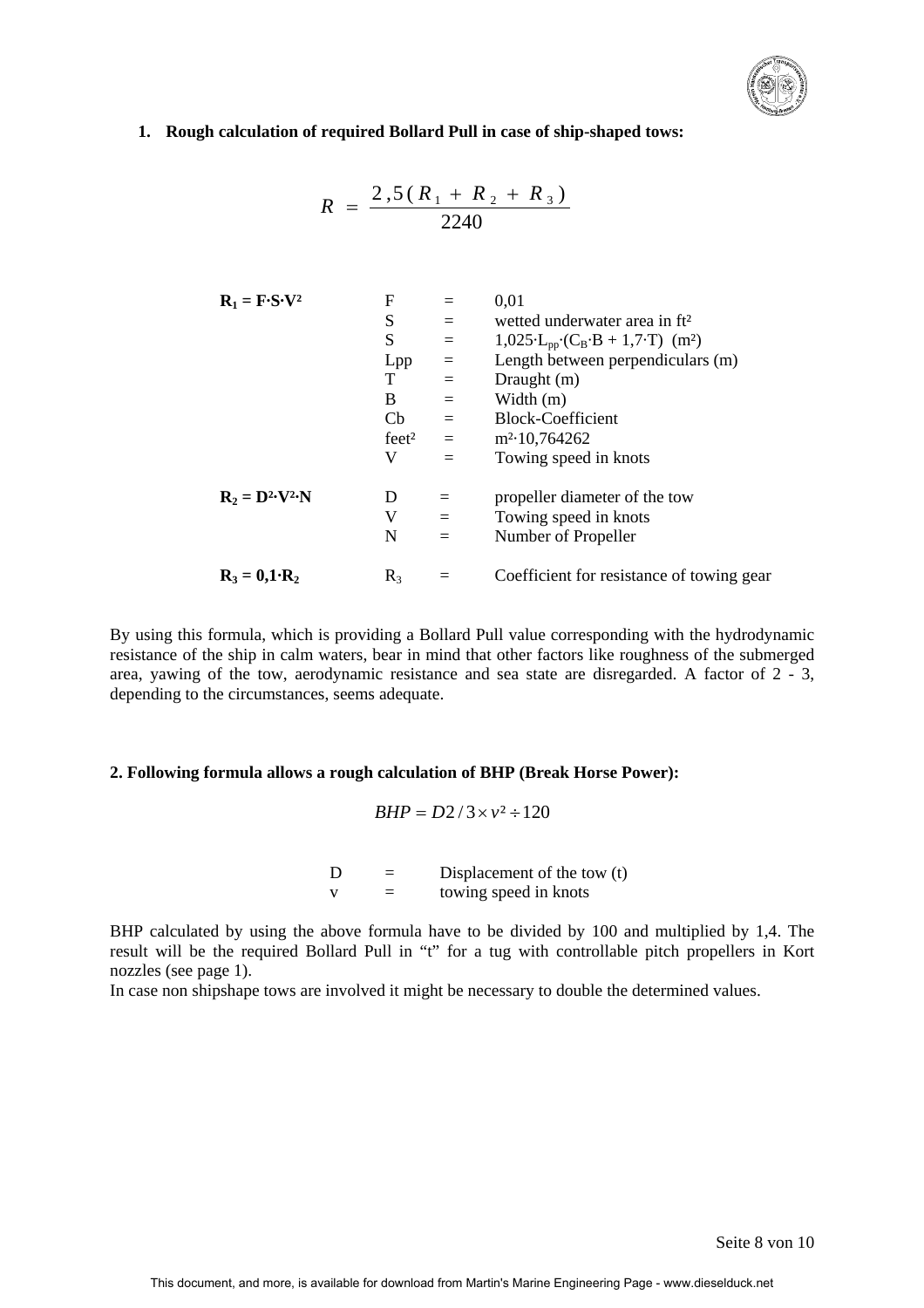**1. Rough calculation of required Bollard Pull in case of ship-shaped tows:**

$$R = \frac{2{,}5(R_1 + R_2 + R_3)}{2240}$$

| | | | |
|---|---|---|---|
| $R_1 = F \cdot S \cdot V^2$ | F | = | 0,01 |
| | S | = | wetted underwater area in ft² |
| | S | = | $1{,}025 \cdot L_{pp} \cdot (C_B \cdot B + 1{,}7 \cdot T)$ (m²) |
| | Lpp | = | Length between perpendiculars (m) |
| | T | = | Draught (m) |
| | B | = | Width (m) |
| | Cb | = | Block-Coefficient |
| | feet² | = | m²·10,764262 |
| | V | = | Towing speed in knots |
| $R_2 = D^2 \cdot V^2 \cdot N$ | D | = | propeller diameter of the tow |
| | V | = | Towing speed in knots |
| | N | = | Number of Propeller |
| $R_3 = 0{,}1 \cdot R_2$ | $R_3$ | = | Coefficient for resistance of towing gear |

By using this formula, which is providing a Bollard Pull value corresponding with the hydrodynamic resistance of the ship in calm waters, bear in mind that other factors like roughness of the submerged area, yawing of the tow, aerodynamic resistance and sea state are disregarded. A factor of 2 - 3, depending to the circumstances, seems adequate.

**2. Following formula allows a rough calculation of BHP (Break Horse Power):**

$$BHP = D2/3 \times v^2 \div 120$$

| | | |
|---|---|---|
| D | = | Displacement of the tow (t) |
| v | = | towing speed in knots |

BHP calculated by using the above formula have to be divided by 100 and multiplied by 1,4. The result will be the required Bollard Pull in "t" for a tug with controllable pitch propellers in Kort nozzles (see page 1).

In case non shipshape tows are involved it might be necessary to double the determined values.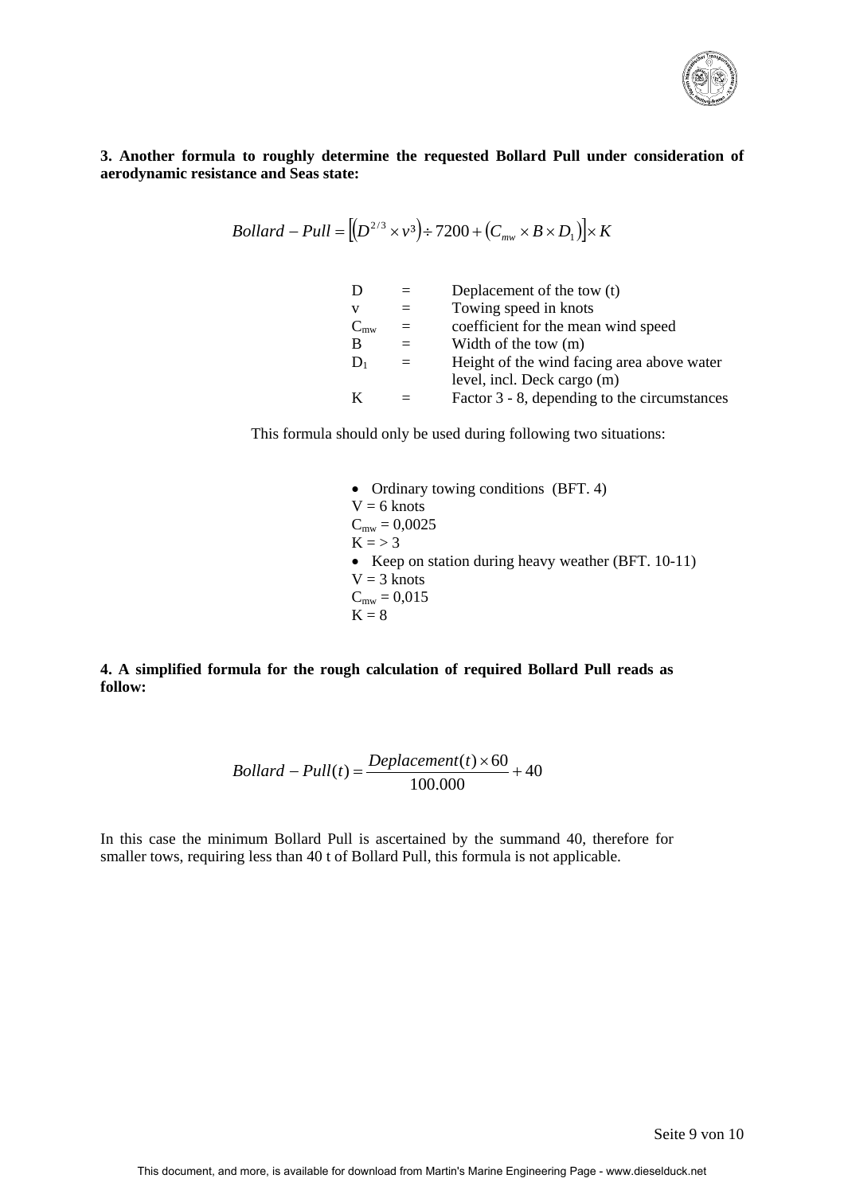**3. Another formula to roughly determine the requested Bollard Pull under consideration of aerodynamic resistance and Seas state:**

$$Bollard - Pull = \left[\left(D^{2/3} \times v^3\right) \div 7200 + \left(C_{mw} \times B \times D_1\right)\right] \times K$$

| | | |
|---|---|---|
| $D$ | = | Deplacement of the tow (t) |
| $v$ | = | Towing speed in knots |
| $C_{mw}$ | = | coefficient for the mean wind speed |
| $B$ | = | Width of the tow (m) |
| $D_1$ | = | Height of the wind facing area above water level, incl. Deck cargo (m) |
| $K$ | = | Factor 3 - 8, depending to the circumstances |

This formula should only be used during following two situations:

- Ordinary towing conditions (BFT. 4)
  $V = 6$ knots
  $C_{mw} = 0{,}0025$
  $K = > 3$
- Keep on station during heavy weather (BFT. 10-11)
  $V = 3$ knots
  $C_{mw} = 0{,}015$
  $K = 8$

**4. A simplified formula for the rough calculation of required Bollard Pull reads as follow:**

$$Bollard - Pull(t) = \frac{Deplacement(t) \times 60}{100.000} + 40$$

In this case the minimum Bollard Pull is ascertained by the summand 40, therefore for smaller tows, requiring less than 40 t of Bollard Pull, this formula is not applicable.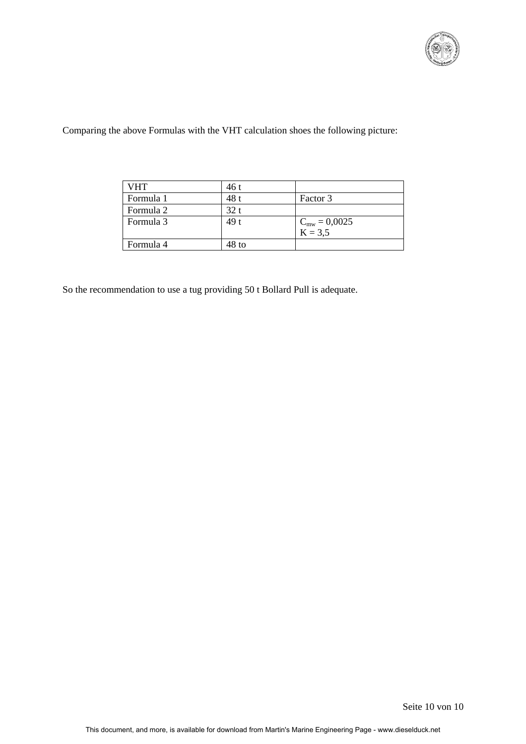Comparing the above Formulas with the VHT calculation shoes the following picture:

| | | |
|---|---|---|
| VHT | 46 t | |
| Formula 1 | 48 t | Factor 3 |
| Formula 2 | 32 t | |
| Formula 3 | 49 t | $C_{mw}$ = 0,0025<br>K = 3,5 |
| Formula 4 | 48 to | |

So the recommendation to use a tug providing 50 t Bollard Pull is adequate.